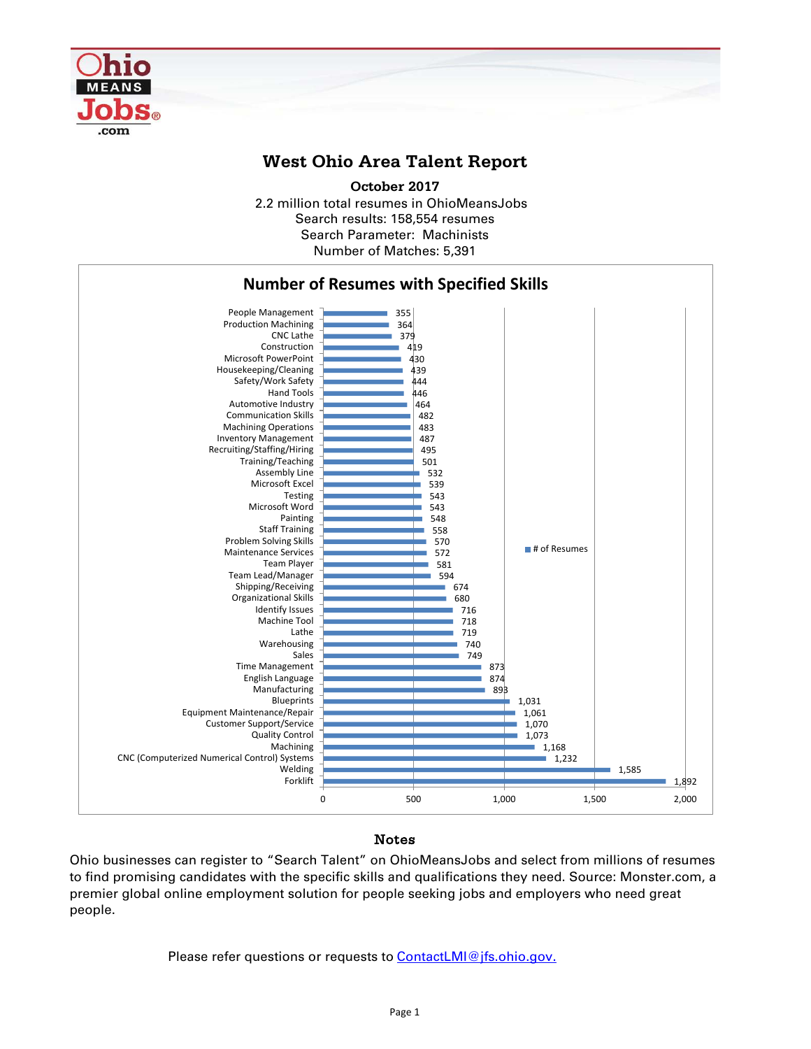# West Ohio Area Talent Report

**October 2017**

2.2 million total resumes in OhioMeansJobs
Search results: 158,554 resumes
Search Parameter: Machinists
Number of Matches: 5,391

## Number of Resumes with Specified Skills

| Skill | # of Resumes |
|---|---|
| People Management | 355 |
| Production Machining | 364 |
| CNC Lathe | 379 |
| Construction | 419 |
| Microsoft PowerPoint | 430 |
| Housekeeping/Cleaning | 439 |
| Safety/Work Safety | 444 |
| Hand Tools | 446 |
| Automotive Industry | 464 |
| Communication Skills | 482 |
| Machining Operations | 483 |
| Inventory Management | 487 |
| Recruiting/Staffing/Hiring | 495 |
| Training/Teaching | 501 |
| Assembly Line | 532 |
| Microsoft Excel | 539 |
| Testing | 543 |
| Microsoft Word | 543 |
| Painting | 548 |
| Staff Training | 558 |
| Problem Solving Skills | 570 |
| Maintenance Services | 572 |
| Team Player | 581 |
| Team Lead/Manager | 594 |
| Shipping/Receiving | 674 |
| Organizational Skills | 680 |
| Identify Issues | 716 |
| Machine Tool | 718 |
| Lathe | 719 |
| Warehousing | 740 |
| Sales | 749 |
| Time Management | 873 |
| English Language | 874 |
| Manufacturing | 893 |
| Blueprints | 1,031 |
| Equipment Maintenance/Repair | 1,061 |
| Customer Support/Service | 1,070 |
| Quality Control | 1,073 |
| Machining | 1,168 |
| CNC (Computerized Numerical Control) Systems | 1,232 |
| Welding | 1,585 |
| Forklift | 1,892 |

### Notes

Ohio businesses can register to "Search Talent" on OhioMeansJobs and select from millions of resumes to find promising candidates with the specific skills and qualifications they need. Source: Monster.com, a premier global online employment solution for people seeking jobs and employers who need great people.

Please refer questions or requests to [ContactLMI@jfs.ohio.gov.](mailto:ContactLMI@jfs.ohio.gov)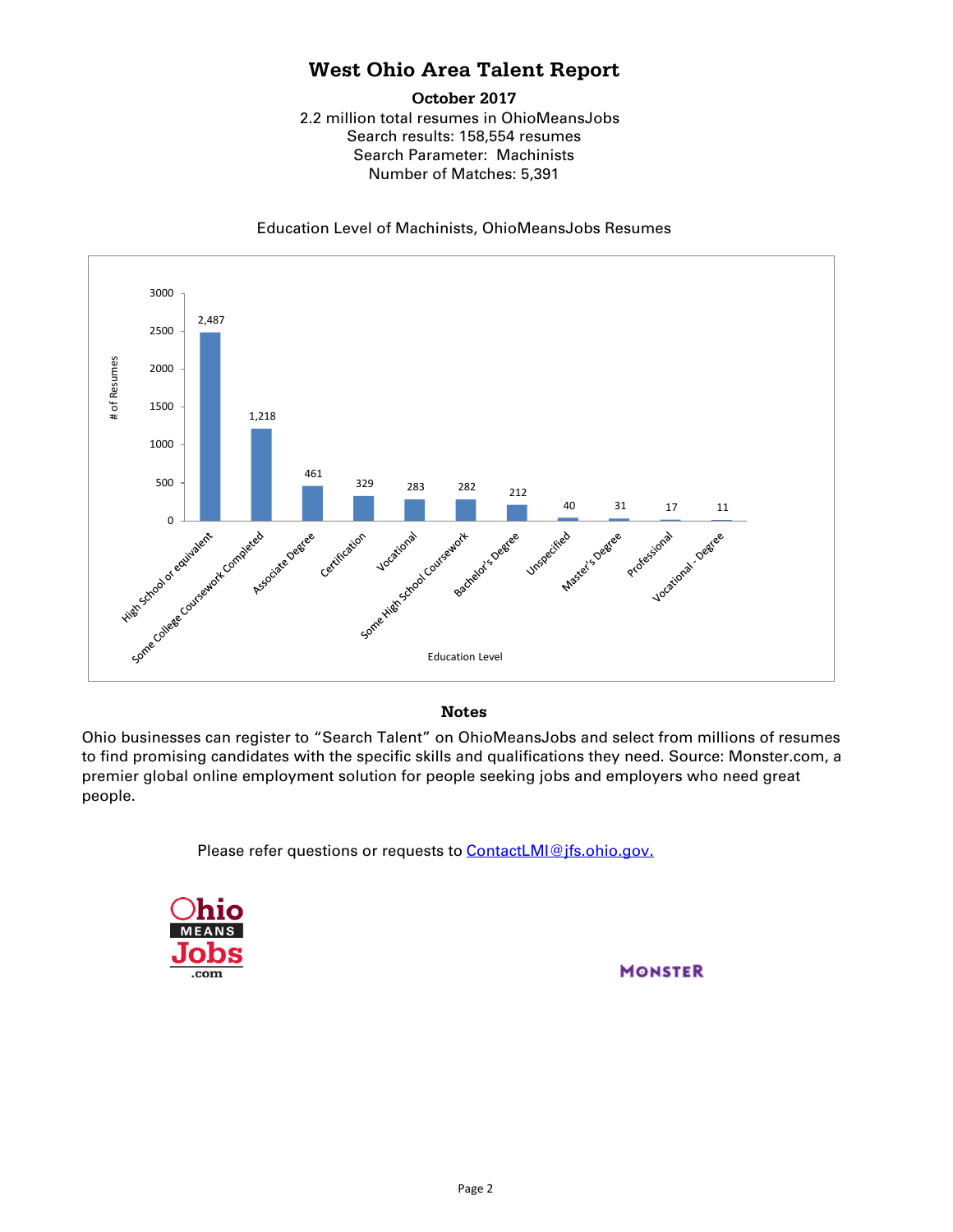# West Ohio Area Talent Report

**October 2017**

2.2 million total resumes in OhioMeansJobs

Search results: 158,554 resumes

Search Parameter: Machinists

Number of Matches: 5,391

Education Level of Machinists, OhioMeansJobs Resumes

\# of Resumes

3000
2500
2000
1500
1000
500
0

2,487
1,218
461
329
283
282
212
40
31
17
11

High School or equivalent
Some College Coursework Completed
Associate Degree
Certification
Vocational
Some High School Coursework
Bachelor's Degree
Unspecified
Master's Degree
Professional
Vocational - Degree

Education Level

## Notes

Ohio businesses can register to "Search Talent" on OhioMeansJobs and select from millions of resumes to find promising candidates with the specific skills and qualifications they need. Source: Monster.com, a premier global online employment solution for people seeking jobs and employers who need great people.

Please refer questions or requests to ContactLMI@jfs.ohio.gov.

Ohio MEANS Jobs .com

MONSTER